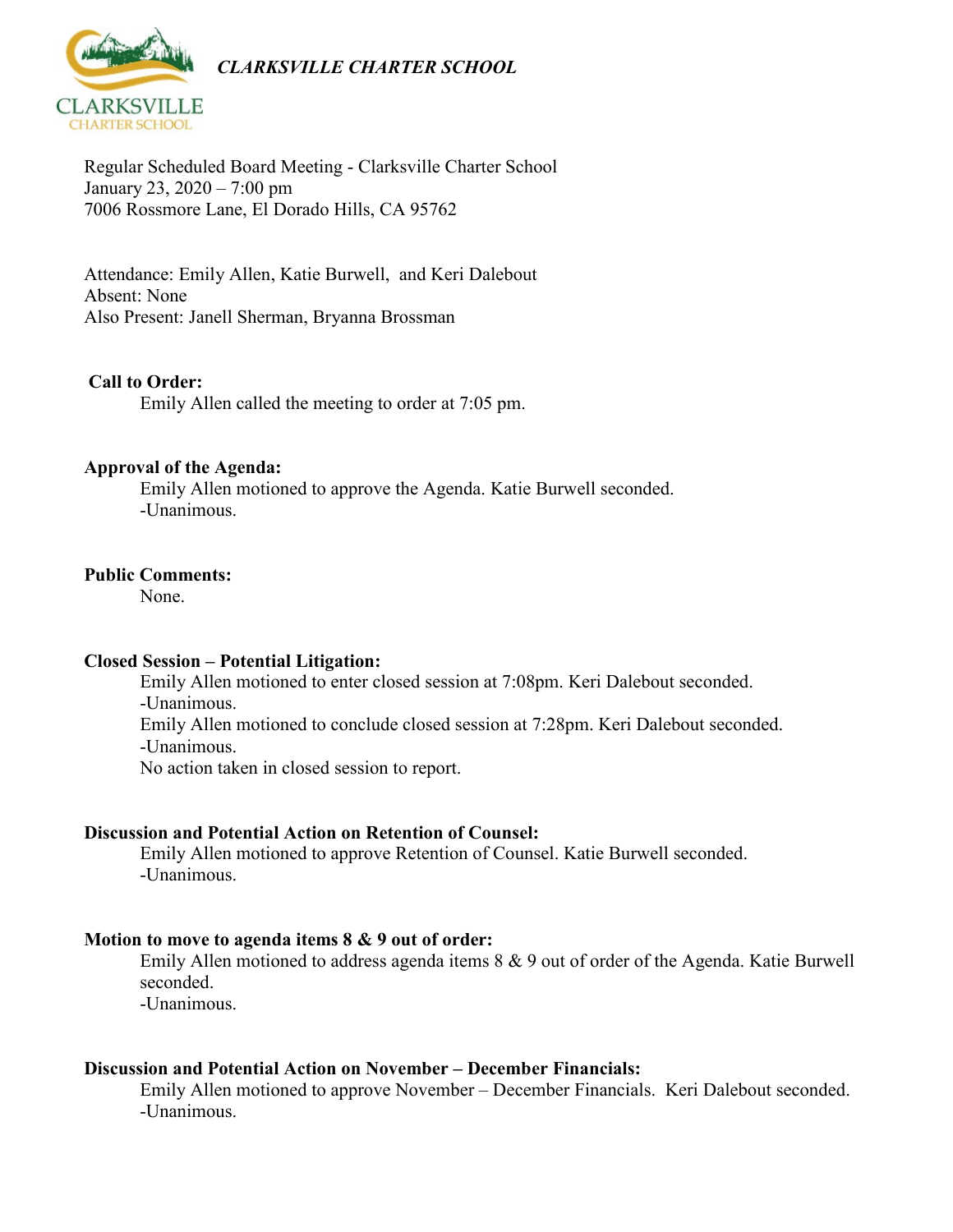*CLARKSVILLE CHARTER SCHOOL*

Regular Scheduled Board Meeting - Clarksville Charter School
January 23, 2020 – 7:00 pm
7006 Rossmore Lane, El Dorado Hills, CA 95762

Attendance: Emily Allen, Katie Burwell, and Keri Dalebout
Absent: None
Also Present: Janell Sherman, Bryanna Brossman

**Call to Order:**

Emily Allen called the meeting to order at 7:05 pm.

**Approval of the Agenda:**

Emily Allen motioned to approve the Agenda. Katie Burwell seconded.
-Unanimous.

**Public Comments:**

None.

**Closed Session – Potential Litigation:**

Emily Allen motioned to enter closed session at 7:08pm. Keri Dalebout seconded.
-Unanimous.
Emily Allen motioned to conclude closed session at 7:28pm. Keri Dalebout seconded.
-Unanimous.
No action taken in closed session to report.

**Discussion and Potential Action on Retention of Counsel:**

Emily Allen motioned to approve Retention of Counsel. Katie Burwell seconded.
-Unanimous.

**Motion to move to agenda items 8 & 9 out of order:**

Emily Allen motioned to address agenda items 8 & 9 out of order of the Agenda. Katie Burwell seconded.
-Unanimous.

**Discussion and Potential Action on November – December Financials:**

Emily Allen motioned to approve November – December Financials. Keri Dalebout seconded.
-Unanimous.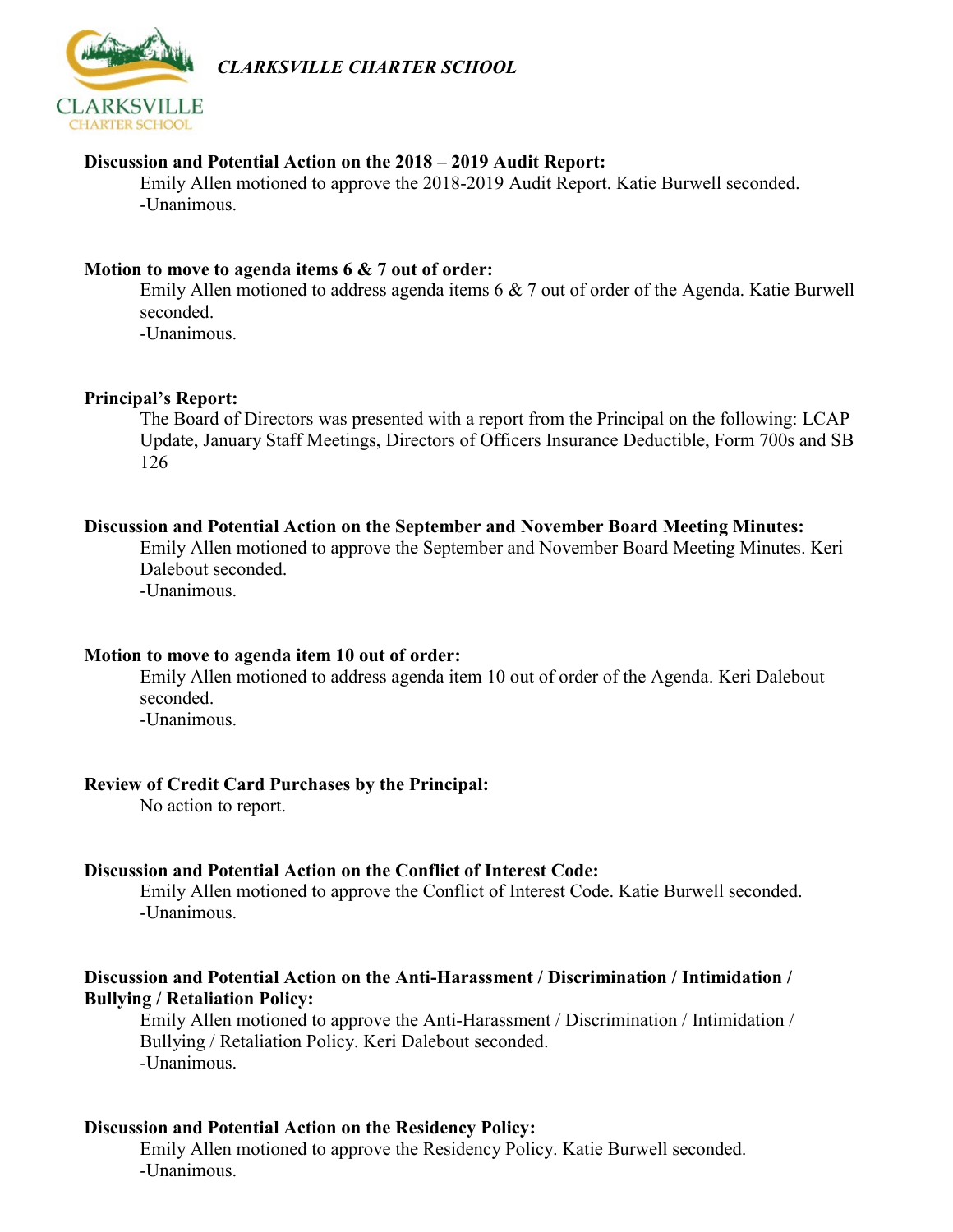**Discussion and Potential Action on the 2018 – 2019 Audit Report:**

Emily Allen motioned to approve the 2018-2019 Audit Report. Katie Burwell seconded.
-Unanimous.

**Motion to move to agenda items 6 & 7 out of order:**

Emily Allen motioned to address agenda items 6 & 7 out of order of the Agenda. Katie Burwell seconded.
-Unanimous.

**Principal's Report:**

The Board of Directors was presented with a report from the Principal on the following: LCAP Update, January Staff Meetings, Directors of Officers Insurance Deductible, Form 700s and SB 126

**Discussion and Potential Action on the September and November Board Meeting Minutes:**

Emily Allen motioned to approve the September and November Board Meeting Minutes. Keri Dalebout seconded.
-Unanimous.

**Motion to move to agenda item 10 out of order:**

Emily Allen motioned to address agenda item 10 out of order of the Agenda. Keri Dalebout seconded.
-Unanimous.

**Review of Credit Card Purchases by the Principal:**

No action to report.

**Discussion and Potential Action on the Conflict of Interest Code:**

Emily Allen motioned to approve the Conflict of Interest Code. Katie Burwell seconded.
-Unanimous.

**Discussion and Potential Action on the Anti-Harassment / Discrimination / Intimidation / Bullying / Retaliation Policy:**

Emily Allen motioned to approve the Anti-Harassment / Discrimination / Intimidation / Bullying / Retaliation Policy. Keri Dalebout seconded.
-Unanimous.

**Discussion and Potential Action on the Residency Policy:**

Emily Allen motioned to approve the Residency Policy. Katie Burwell seconded.
-Unanimous.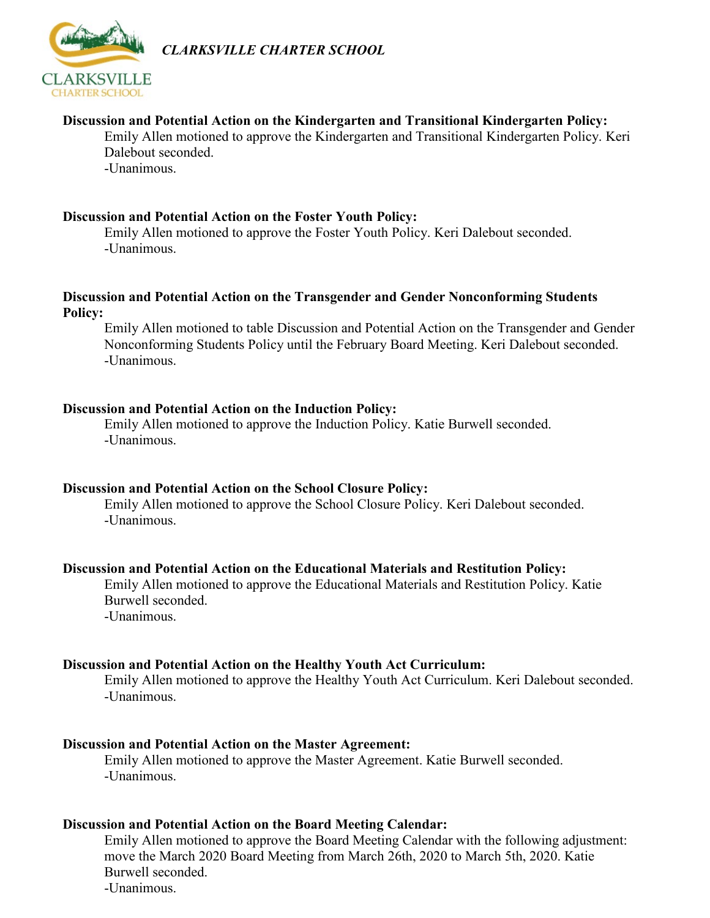**Discussion and Potential Action on the Kindergarten and Transitional Kindergarten Policy:**

Emily Allen motioned to approve the Kindergarten and Transitional Kindergarten Policy. Keri Dalebout seconded.
-Unanimous.

**Discussion and Potential Action on the Foster Youth Policy:**

Emily Allen motioned to approve the Foster Youth Policy. Keri Dalebout seconded.
-Unanimous.

**Discussion and Potential Action on the Transgender and Gender Nonconforming Students Policy:**

Emily Allen motioned to table Discussion and Potential Action on the Transgender and Gender Nonconforming Students Policy until the February Board Meeting. Keri Dalebout seconded.
-Unanimous.

**Discussion and Potential Action on the Induction Policy:**

Emily Allen motioned to approve the Induction Policy. Katie Burwell seconded.
-Unanimous.

**Discussion and Potential Action on the School Closure Policy:**

Emily Allen motioned to approve the School Closure Policy. Keri Dalebout seconded.
-Unanimous.

**Discussion and Potential Action on the Educational Materials and Restitution Policy:**

Emily Allen motioned to approve the Educational Materials and Restitution Policy. Katie Burwell seconded.
-Unanimous.

**Discussion and Potential Action on the Healthy Youth Act Curriculum:**

Emily Allen motioned to approve the Healthy Youth Act Curriculum. Keri Dalebout seconded.
-Unanimous.

**Discussion and Potential Action on the Master Agreement:**

Emily Allen motioned to approve the Master Agreement. Katie Burwell seconded.
-Unanimous.

**Discussion and Potential Action on the Board Meeting Calendar:**

Emily Allen motioned to approve the Board Meeting Calendar with the following adjustment: move the March 2020 Board Meeting from March 26th, 2020 to March 5th, 2020. Katie Burwell seconded.
-Unanimous.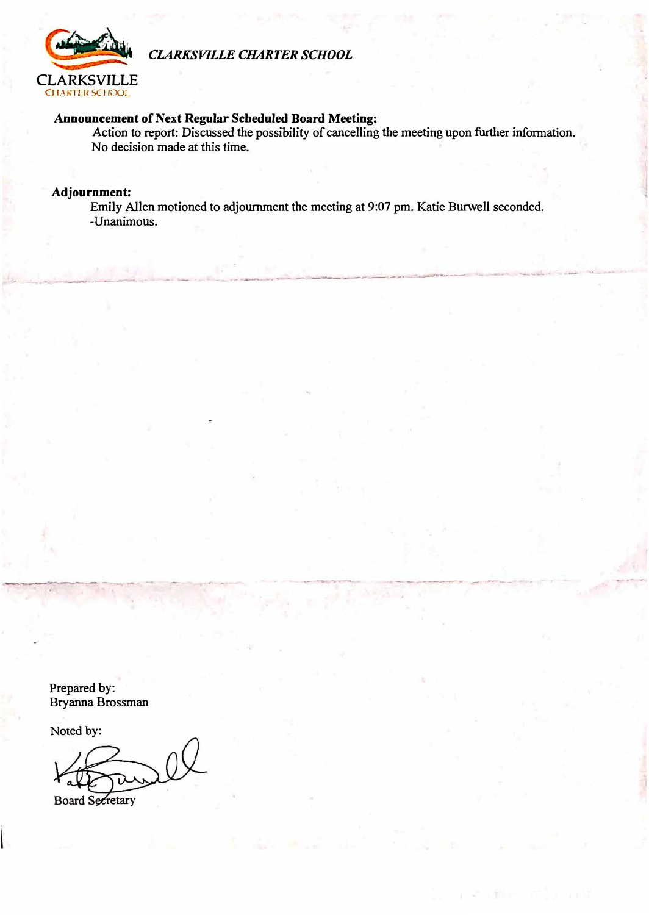**CLARKSVILLE CHARTER SCHOOL**

**Announcement of Next Regular Scheduled Board Meeting:**

Action to report: Discussed the possibility of cancelling the meeting upon further information. No decision made at this time.

**Adjournment:**

Emily Allen motioned to adjournment the meeting at 9:07 pm. Katie Burwell seconded. -Unanimous.

Prepared by:
Bryanna Brossman

Noted by:

Board Secretary